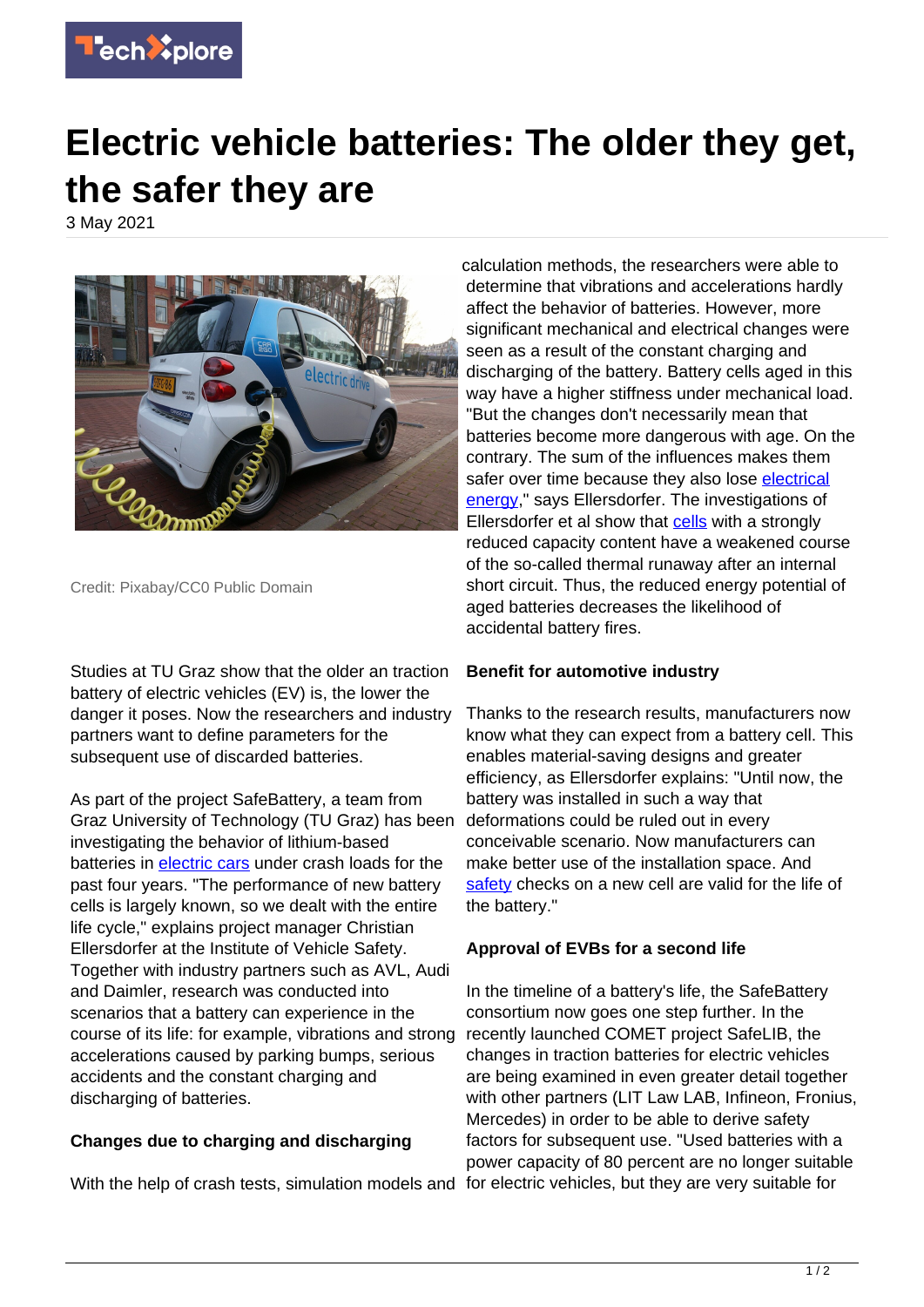# Electric vehicle batteries: The older they get, the safer they are

3 May 2021

Credit: Pixabay/CC0 Public Domain

Studies at TU Graz show that the older an traction battery of electric vehicles (EV) is, the lower the danger it poses. Now the researchers and industry partners want to define parameters for the subsequent use of discarded batteries.

As part of the project SafeBattery, a team from Graz University of Technology (TU Graz) has been investigating the behavior of lithium-based batteries in electric cars under crash loads for the past four years. "The performance of new battery cells is largely known, so we dealt with the entire life cycle," explains project manager Christian Ellersdorfer at the Institute of Vehicle Safety. Together with industry partners such as AVL, Audi and Daimler, research was conducted into scenarios that a battery can experience in the course of its life: for example, vibrations and strong accelerations caused by parking bumps, serious accidents and the constant charging and discharging of batteries.

### Changes due to charging and discharging

With the help of crash tests, simulation models and calculation methods, the researchers were able to determine that vibrations and accelerations hardly affect the behavior of batteries. However, more significant mechanical and electrical changes were seen as a result of the constant charging and discharging of the battery. Battery cells aged in this way have a higher stiffness under mechanical load. "But the changes don't necessarily mean that batteries become more dangerous with age. On the contrary. The sum of the influences makes them safer over time because they also lose electrical energy," says Ellersdorfer. The investigations of Ellersdorfer et al show that cells with a strongly reduced capacity content have a weakened course of the so-called thermal runaway after an internal short circuit. Thus, the reduced energy potential of aged batteries decreases the likelihood of accidental battery fires.

### Benefit for automotive industry

Thanks to the research results, manufacturers now know what they can expect from a battery cell. This enables material-saving designs and greater efficiency, as Ellersdorfer explains: "Until now, the battery was installed in such a way that deformations could be ruled out in every conceivable scenario. Now manufacturers can make better use of the installation space. And safety checks on a new cell are valid for the life of the battery."

### Approval of EVBs for a second life

In the timeline of a battery's life, the SafeBattery consortium now goes one step further. In the recently launched COMET project SafeLIB, the changes in traction batteries for electric vehicles are being examined in even greater detail together with other partners (LIT Law LAB, Infineon, Fronius, Mercedes) in order to be able to derive safety factors for subsequent use. "Used batteries with a power capacity of 80 percent are no longer suitable for electric vehicles, but they are very suitable for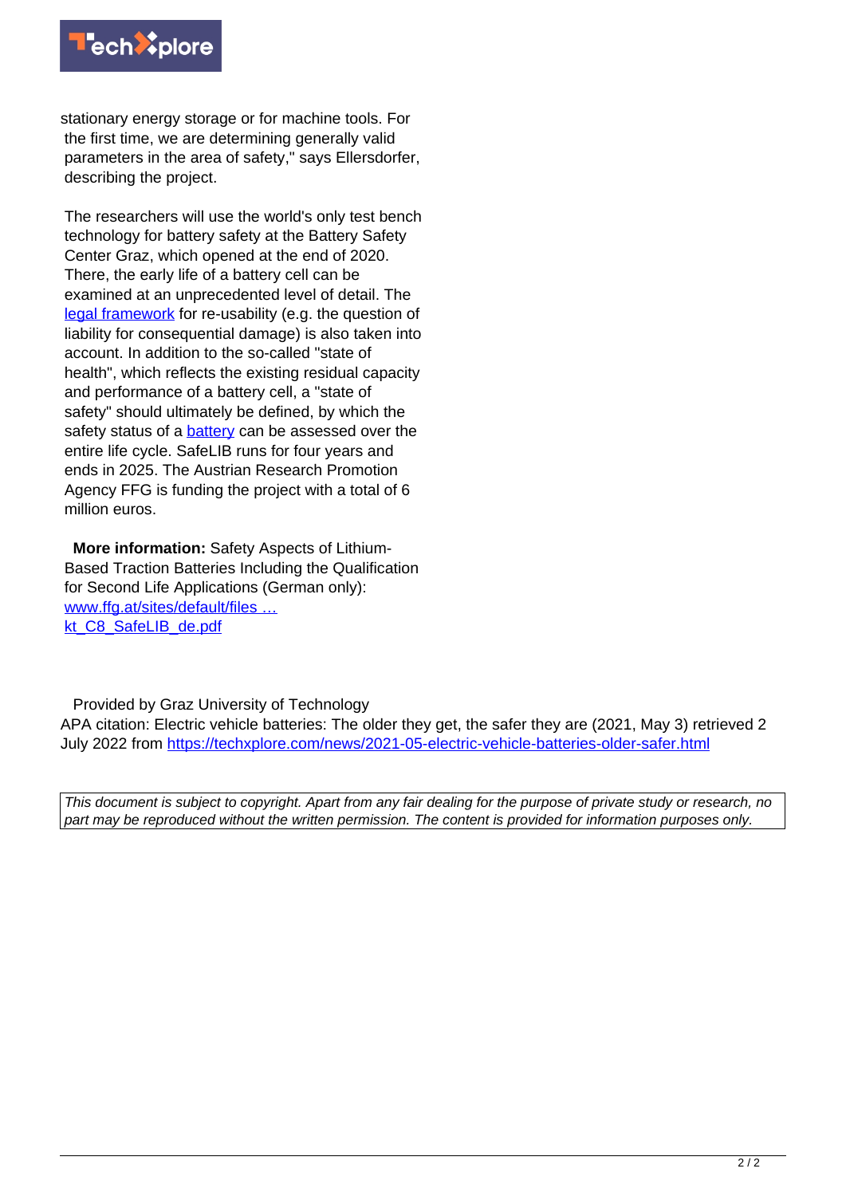stationary energy storage or for machine tools. For the first time, we are determining generally valid parameters in the area of safety," says Ellersdorfer, describing the project.

The researchers will use the world's only test bench technology for battery safety at the Battery Safety Center Graz, which opened at the end of 2020. There, the early life of a battery cell can be examined at an unprecedented level of detail. The legal framework for re-usability (e.g. the question of liability for consequential damage) is also taken into account. In addition to the so-called "state of health", which reflects the existing residual capacity and performance of a battery cell, a "state of safety" should ultimately be defined, by which the safety status of a battery can be assessed over the entire life cycle. SafeLIB runs for four years and ends in 2025. The Austrian Research Promotion Agency FFG is funding the project with a total of 6 million euros.

**More information:** Safety Aspects of Lithium-Based Traction Batteries Including the Qualification for Second Life Applications (German only): www.ffg.at/sites/default/files … kt_C8_SafeLIB_de.pdf

Provided by Graz University of Technology

APA citation: Electric vehicle batteries: The older they get, the safer they are (2021, May 3) retrieved 2 July 2022 from https://techxplore.com/news/2021-05-electric-vehicle-batteries-older-safer.html

*This document is subject to copyright. Apart from any fair dealing for the purpose of private study or research, no part may be reproduced without the written permission. The content is provided for information purposes only.*